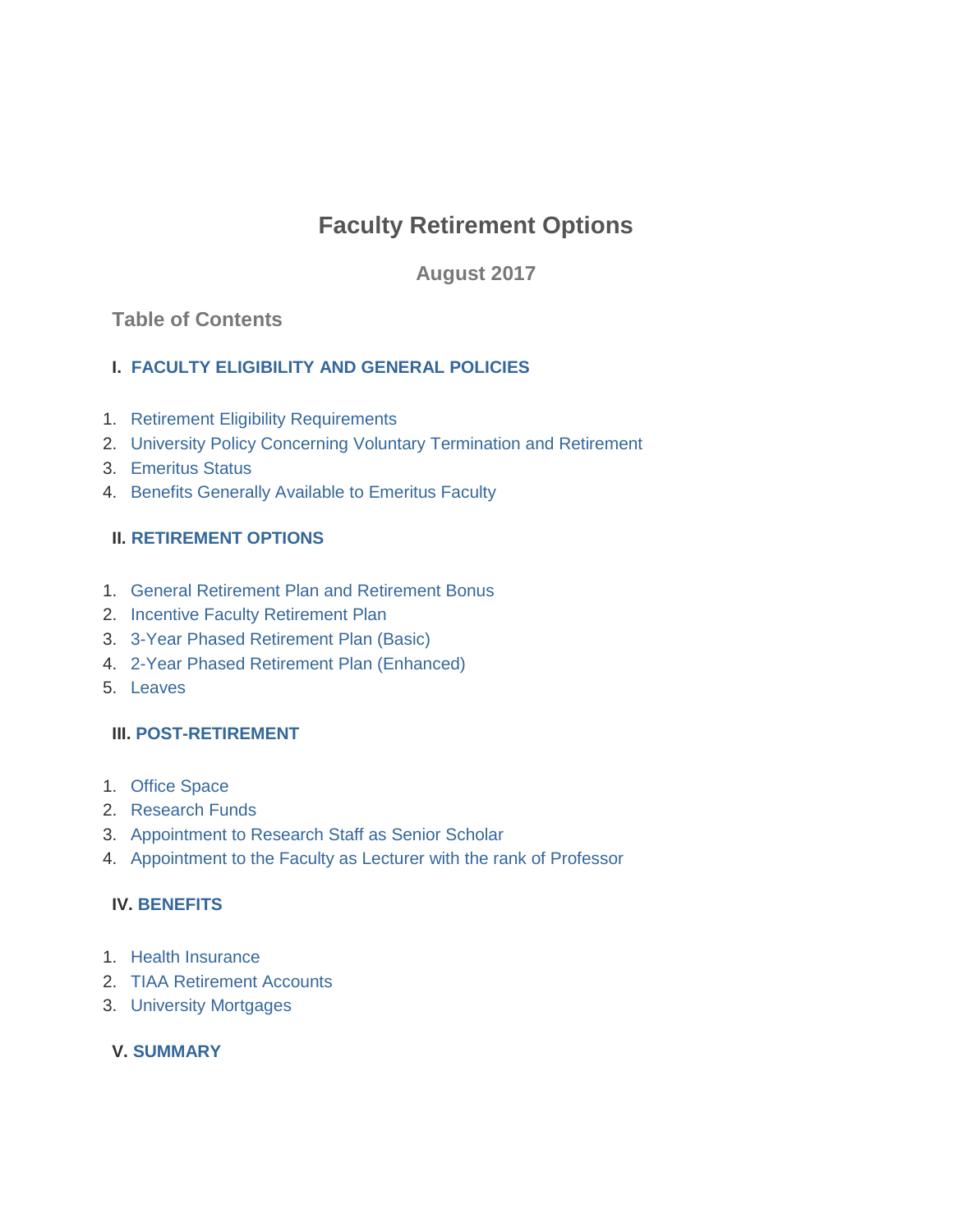# Faculty Retirement Options

**August 2017**

## Table of Contents

### I. FACULTY ELIGIBILITY AND GENERAL POLICIES

1. Retirement Eligibility Requirements
2. University Policy Concerning Voluntary Termination and Retirement
3. Emeritus Status
4. Benefits Generally Available to Emeritus Faculty

### II. RETIREMENT OPTIONS

1. General Retirement Plan and Retirement Bonus
2. Incentive Faculty Retirement Plan
3. 3-Year Phased Retirement Plan (Basic)
4. 2-Year Phased Retirement Plan (Enhanced)
5. Leaves

### III. POST-RETIREMENT

1. Office Space
2. Research Funds
3. Appointment to Research Staff as Senior Scholar
4. Appointment to the Faculty as Lecturer with the rank of Professor

### IV. BENEFITS

1. Health Insurance
2. TIAA Retirement Accounts
3. University Mortgages

### V. SUMMARY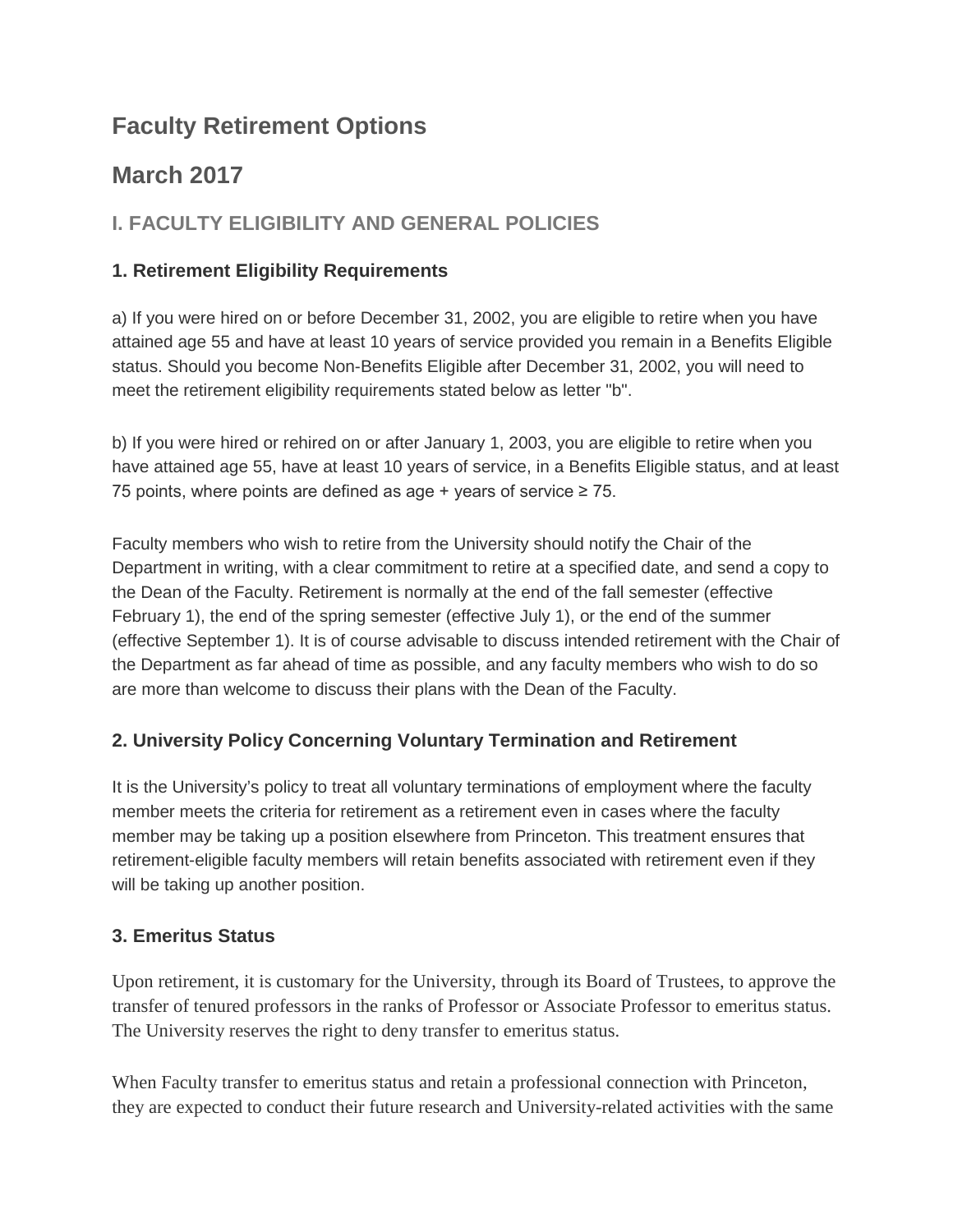# Faculty Retirement Options

# March 2017

## I. FACULTY ELIGIBILITY AND GENERAL POLICIES

### 1. Retirement Eligibility Requirements

a) If you were hired on or before December 31, 2002, you are eligible to retire when you have attained age 55 and have at least 10 years of service provided you remain in a Benefits Eligible status. Should you become Non-Benefits Eligible after December 31, 2002, you will need to meet the retirement eligibility requirements stated below as letter "b".

b) If you were hired or rehired on or after January 1, 2003, you are eligible to retire when you have attained age 55, have at least 10 years of service, in a Benefits Eligible status, and at least 75 points, where points are defined as age + years of service ≥ 75.

Faculty members who wish to retire from the University should notify the Chair of the Department in writing, with a clear commitment to retire at a specified date, and send a copy to the Dean of the Faculty. Retirement is normally at the end of the fall semester (effective February 1), the end of the spring semester (effective July 1), or the end of the summer (effective September 1). It is of course advisable to discuss intended retirement with the Chair of the Department as far ahead of time as possible, and any faculty members who wish to do so are more than welcome to discuss their plans with the Dean of the Faculty.

### 2. University Policy Concerning Voluntary Termination and Retirement

It is the University's policy to treat all voluntary terminations of employment where the faculty member meets the criteria for retirement as a retirement even in cases where the faculty member may be taking up a position elsewhere from Princeton. This treatment ensures that retirement-eligible faculty members will retain benefits associated with retirement even if they will be taking up another position.

### 3. Emeritus Status

Upon retirement, it is customary for the University, through its Board of Trustees, to approve the transfer of tenured professors in the ranks of Professor or Associate Professor to emeritus status. The University reserves the right to deny transfer to emeritus status.

When Faculty transfer to emeritus status and retain a professional connection with Princeton, they are expected to conduct their future research and University-related activities with the same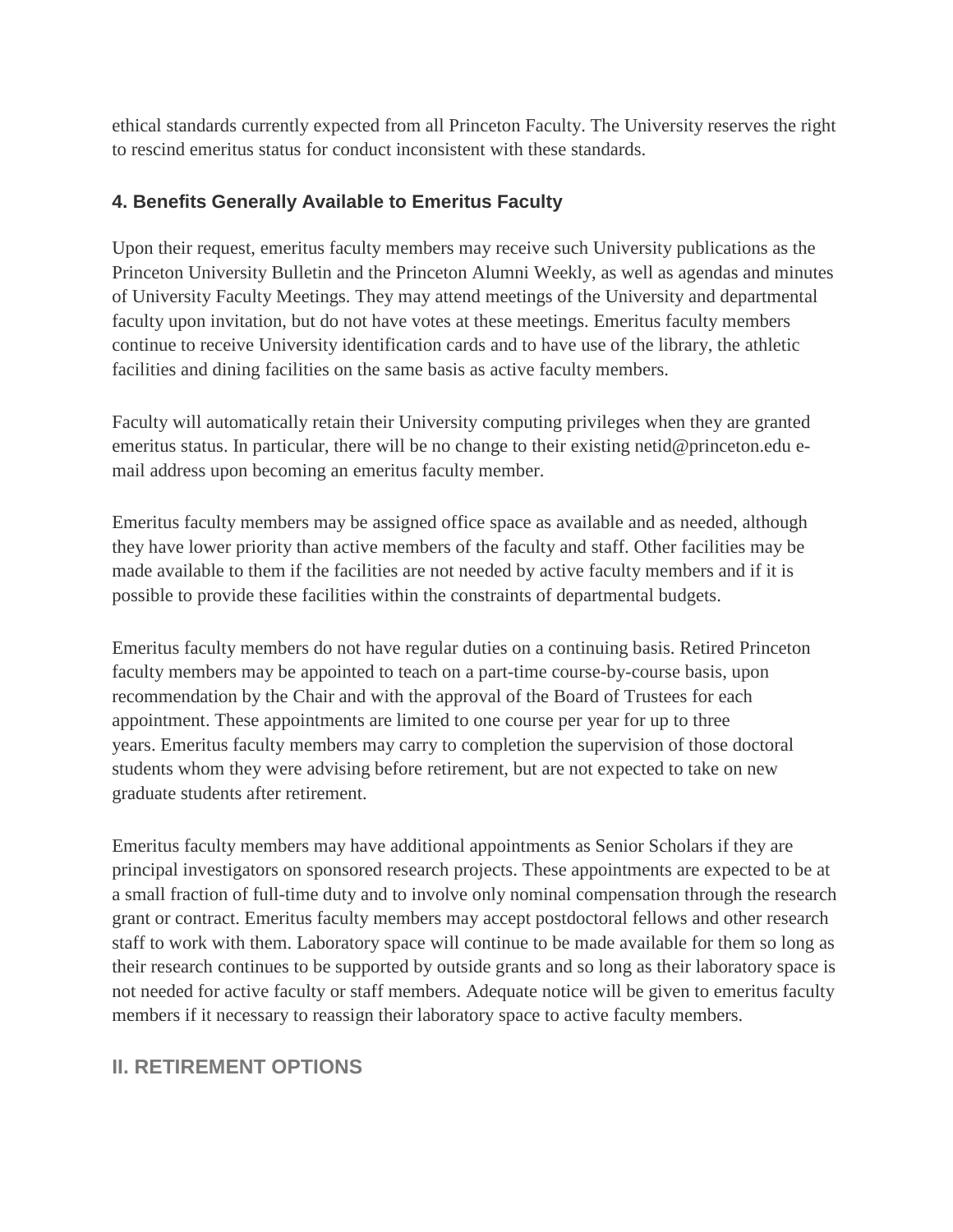ethical standards currently expected from all Princeton Faculty. The University reserves the right to rescind emeritus status for conduct inconsistent with these standards.

### 4. Benefits Generally Available to Emeritus Faculty

Upon their request, emeritus faculty members may receive such University publications as the Princeton University Bulletin and the Princeton Alumni Weekly, as well as agendas and minutes of University Faculty Meetings. They may attend meetings of the University and departmental faculty upon invitation, but do not have votes at these meetings. Emeritus faculty members continue to receive University identification cards and to have use of the library, the athletic facilities and dining facilities on the same basis as active faculty members.

Faculty will automatically retain their University computing privileges when they are granted emeritus status. In particular, there will be no change to their existing netid@princeton.edu e-mail address upon becoming an emeritus faculty member.

Emeritus faculty members may be assigned office space as available and as needed, although they have lower priority than active members of the faculty and staff. Other facilities may be made available to them if the facilities are not needed by active faculty members and if it is possible to provide these facilities within the constraints of departmental budgets.

Emeritus faculty members do not have regular duties on a continuing basis. Retired Princeton faculty members may be appointed to teach on a part-time course-by-course basis, upon recommendation by the Chair and with the approval of the Board of Trustees for each appointment. These appointments are limited to one course per year for up to three years. Emeritus faculty members may carry to completion the supervision of those doctoral students whom they were advising before retirement, but are not expected to take on new graduate students after retirement.

Emeritus faculty members may have additional appointments as Senior Scholars if they are principal investigators on sponsored research projects. These appointments are expected to be at a small fraction of full-time duty and to involve only nominal compensation through the research grant or contract. Emeritus faculty members may accept postdoctoral fellows and other research staff to work with them. Laboratory space will continue to be made available for them so long as their research continues to be supported by outside grants and so long as their laboratory space is not needed for active faculty or staff members. Adequate notice will be given to emeritus faculty members if it necessary to reassign their laboratory space to active faculty members.

## II. RETIREMENT OPTIONS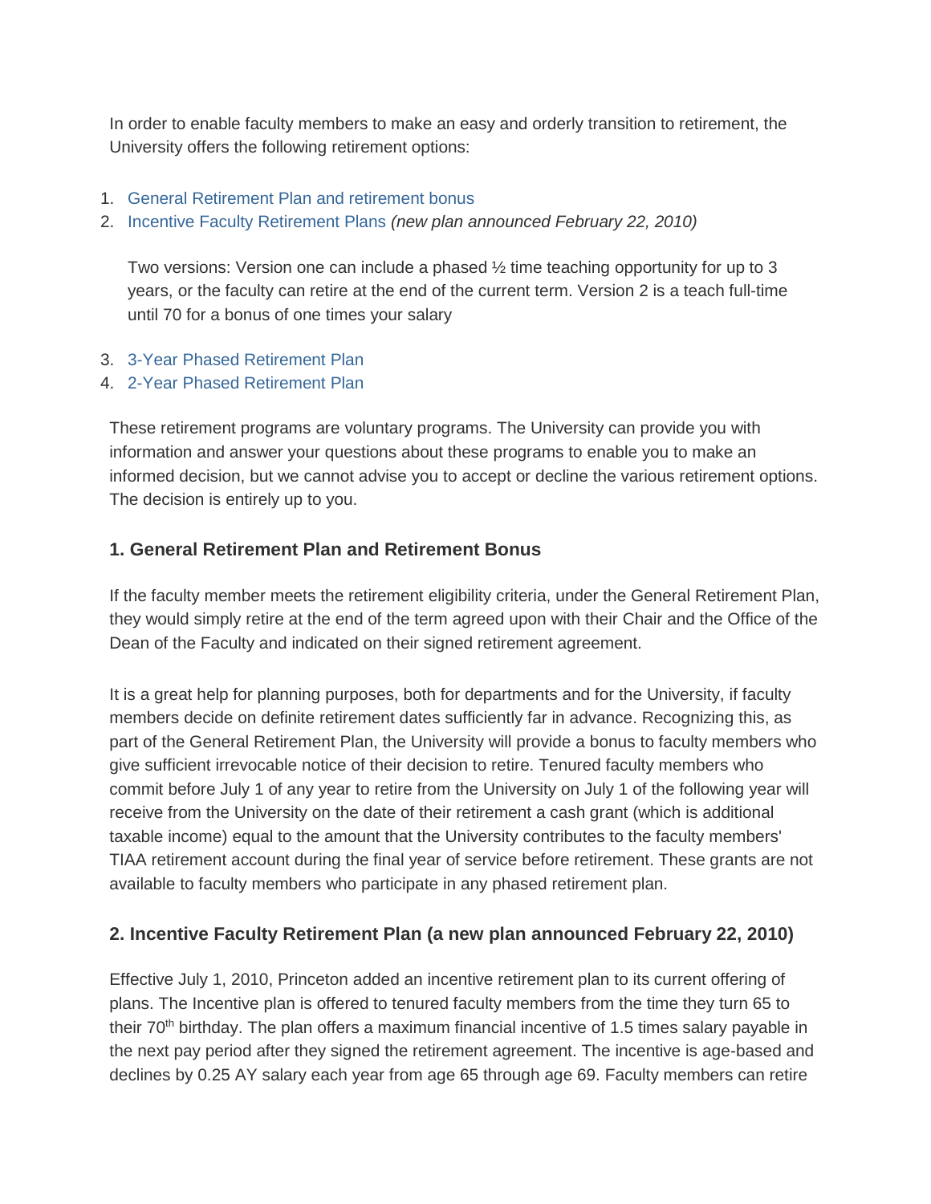In order to enable faculty members to make an easy and orderly transition to retirement, the University offers the following retirement options:

1. General Retirement Plan and retirement bonus
2. Incentive Faculty Retirement Plans *(new plan announced February 22, 2010)*

   Two versions: Version one can include a phased ½ time teaching opportunity for up to 3 years, or the faculty can retire at the end of the current term. Version 2 is a teach full-time until 70 for a bonus of one times your salary

3. 3-Year Phased Retirement Plan
4. 2-Year Phased Retirement Plan

These retirement programs are voluntary programs. The University can provide you with information and answer your questions about these programs to enable you to make an informed decision, but we cannot advise you to accept or decline the various retirement options. The decision is entirely up to you.

### 1. General Retirement Plan and Retirement Bonus

If the faculty member meets the retirement eligibility criteria, under the General Retirement Plan, they would simply retire at the end of the term agreed upon with their Chair and the Office of the Dean of the Faculty and indicated on their signed retirement agreement.

It is a great help for planning purposes, both for departments and for the University, if faculty members decide on definite retirement dates sufficiently far in advance. Recognizing this, as part of the General Retirement Plan, the University will provide a bonus to faculty members who give sufficient irrevocable notice of their decision to retire. Tenured faculty members who commit before July 1 of any year to retire from the University on July 1 of the following year will receive from the University on the date of their retirement a cash grant (which is additional taxable income) equal to the amount that the University contributes to the faculty members' TIAA retirement account during the final year of service before retirement. These grants are not available to faculty members who participate in any phased retirement plan.

### 2. Incentive Faculty Retirement Plan (a new plan announced February 22, 2010)

Effective July 1, 2010, Princeton added an incentive retirement plan to its current offering of plans. The Incentive plan is offered to tenured faculty members from the time they turn 65 to their 70th birthday. The plan offers a maximum financial incentive of 1.5 times salary payable in the next pay period after they signed the retirement agreement. The incentive is age-based and declines by 0.25 AY salary each year from age 65 through age 69. Faculty members can retire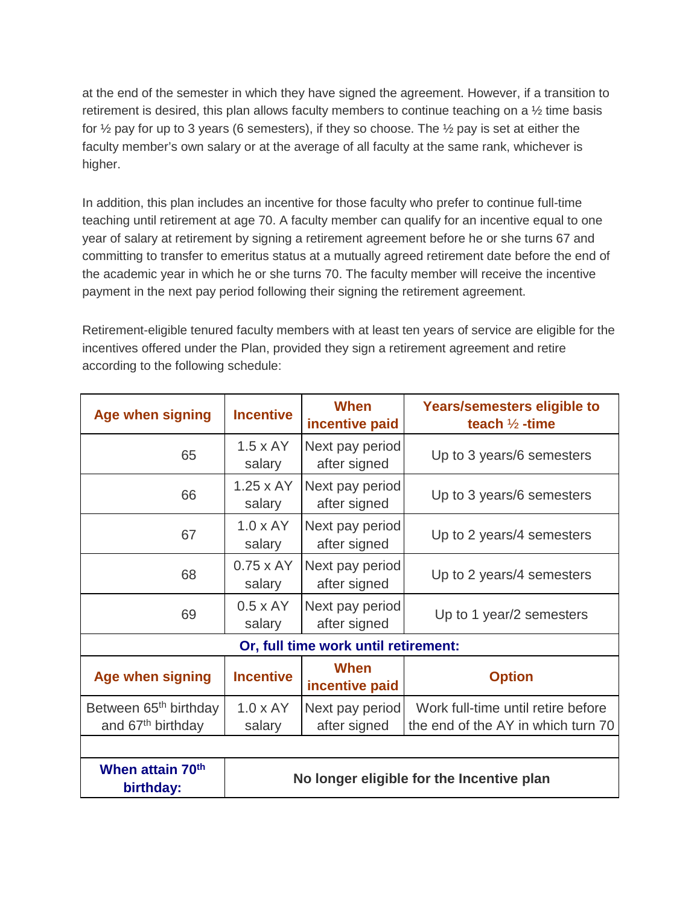at the end of the semester in which they have signed the agreement. However, if a transition to retirement is desired, this plan allows faculty members to continue teaching on a ½ time basis for ½ pay for up to 3 years (6 semesters), if they so choose. The ½ pay is set at either the faculty member's own salary or at the average of all faculty at the same rank, whichever is higher.

In addition, this plan includes an incentive for those faculty who prefer to continue full-time teaching until retirement at age 70. A faculty member can qualify for an incentive equal to one year of salary at retirement by signing a retirement agreement before he or she turns 67 and committing to transfer to emeritus status at a mutually agreed retirement date before the end of the academic year in which he or she turns 70. The faculty member will receive the incentive payment in the next pay period following their signing the retirement agreement.

Retirement-eligible tenured faculty members with at least ten years of service are eligible for the incentives offered under the Plan, provided they sign a retirement agreement and retire according to the following schedule:

| Age when signing | Incentive | When incentive paid | Years/semesters eligible to teach ½ -time |
|---|---|---|---|
| 65 | 1.5 x AY salary | Next pay period after signed | Up to 3 years/6 semesters |
| 66 | 1.25 x AY salary | Next pay period after signed | Up to 3 years/6 semesters |
| 67 | 1.0 x AY salary | Next pay period after signed | Up to 2 years/4 semesters |
| 68 | 0.75 x AY salary | Next pay period after signed | Up to 2 years/4 semesters |
| 69 | 0.5 x AY salary | Next pay period after signed | Up to 1 year/2 semesters |
| **Or, full time work until retirement:** | | | |
| **Age when signing** | **Incentive** | **When incentive paid** | **Option** |
| Between 65th birthday and 67th birthday | 1.0 x AY salary | Next pay period after signed | Work full-time until retire before the end of the AY in which turn 70 |
| | | | |
| **When attain 70th birthday:** | **No longer eligible for the Incentive plan** | | |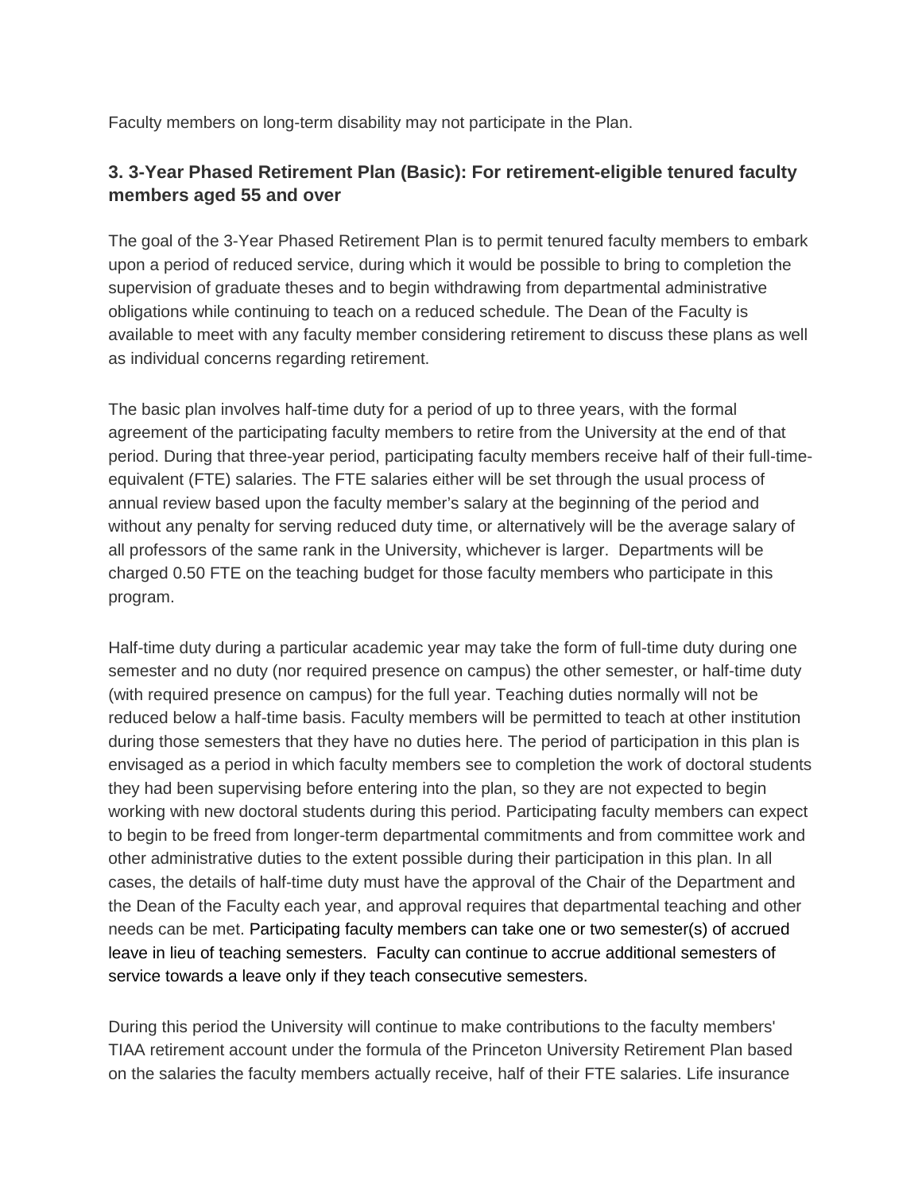Faculty members on long-term disability may not participate in the Plan.

### 3. 3-Year Phased Retirement Plan (Basic): For retirement-eligible tenured faculty members aged 55 and over

The goal of the 3-Year Phased Retirement Plan is to permit tenured faculty members to embark upon a period of reduced service, during which it would be possible to bring to completion the supervision of graduate theses and to begin withdrawing from departmental administrative obligations while continuing to teach on a reduced schedule. The Dean of the Faculty is available to meet with any faculty member considering retirement to discuss these plans as well as individual concerns regarding retirement.

The basic plan involves half-time duty for a period of up to three years, with the formal agreement of the participating faculty members to retire from the University at the end of that period. During that three-year period, participating faculty members receive half of their full-time-equivalent (FTE) salaries. The FTE salaries either will be set through the usual process of annual review based upon the faculty member's salary at the beginning of the period and without any penalty for serving reduced duty time, or alternatively will be the average salary of all professors of the same rank in the University, whichever is larger. Departments will be charged 0.50 FTE on the teaching budget for those faculty members who participate in this program.

Half-time duty during a particular academic year may take the form of full-time duty during one semester and no duty (nor required presence on campus) the other semester, or half-time duty (with required presence on campus) for the full year. Teaching duties normally will not be reduced below a half-time basis. Faculty members will be permitted to teach at other institution during those semesters that they have no duties here. The period of participation in this plan is envisaged as a period in which faculty members see to completion the work of doctoral students they had been supervising before entering into the plan, so they are not expected to begin working with new doctoral students during this period. Participating faculty members can expect to begin to be freed from longer-term departmental commitments and from committee work and other administrative duties to the extent possible during their participation in this plan. In all cases, the details of half-time duty must have the approval of the Chair of the Department and the Dean of the Faculty each year, and approval requires that departmental teaching and other needs can be met. Participating faculty members can take one or two semester(s) of accrued leave in lieu of teaching semesters. Faculty can continue to accrue additional semesters of service towards a leave only if they teach consecutive semesters.

During this period the University will continue to make contributions to the faculty members' TIAA retirement account under the formula of the Princeton University Retirement Plan based on the salaries the faculty members actually receive, half of their FTE salaries. Life insurance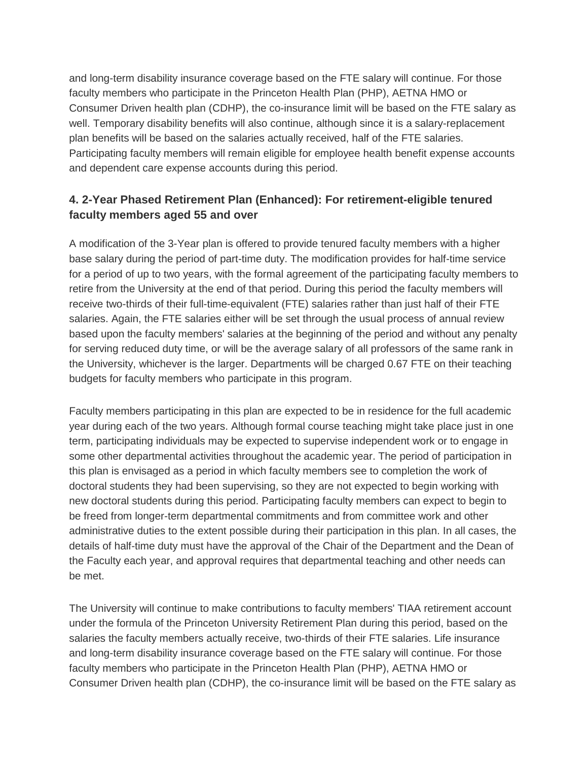and long-term disability insurance coverage based on the FTE salary will continue. For those faculty members who participate in the Princeton Health Plan (PHP), AETNA HMO or Consumer Driven health plan (CDHP), the co-insurance limit will be based on the FTE salary as well. Temporary disability benefits will also continue, although since it is a salary-replacement plan benefits will be based on the salaries actually received, half of the FTE salaries. Participating faculty members will remain eligible for employee health benefit expense accounts and dependent care expense accounts during this period.

### 4. 2-Year Phased Retirement Plan (Enhanced): For retirement-eligible tenured faculty members aged 55 and over

A modification of the 3-Year plan is offered to provide tenured faculty members with a higher base salary during the period of part-time duty. The modification provides for half-time service for a period of up to two years, with the formal agreement of the participating faculty members to retire from the University at the end of that period. During this period the faculty members will receive two-thirds of their full-time-equivalent (FTE) salaries rather than just half of their FTE salaries. Again, the FTE salaries either will be set through the usual process of annual review based upon the faculty members' salaries at the beginning of the period and without any penalty for serving reduced duty time, or will be the average salary of all professors of the same rank in the University, whichever is the larger. Departments will be charged 0.67 FTE on their teaching budgets for faculty members who participate in this program.

Faculty members participating in this plan are expected to be in residence for the full academic year during each of the two years. Although formal course teaching might take place just in one term, participating individuals may be expected to supervise independent work or to engage in some other departmental activities throughout the academic year. The period of participation in this plan is envisaged as a period in which faculty members see to completion the work of doctoral students they had been supervising, so they are not expected to begin working with new doctoral students during this period. Participating faculty members can expect to begin to be freed from longer-term departmental commitments and from committee work and other administrative duties to the extent possible during their participation in this plan. In all cases, the details of half-time duty must have the approval of the Chair of the Department and the Dean of the Faculty each year, and approval requires that departmental teaching and other needs can be met.

The University will continue to make contributions to faculty members' TIAA retirement account under the formula of the Princeton University Retirement Plan during this period, based on the salaries the faculty members actually receive, two-thirds of their FTE salaries. Life insurance and long-term disability insurance coverage based on the FTE salary will continue. For those faculty members who participate in the Princeton Health Plan (PHP), AETNA HMO or Consumer Driven health plan (CDHP), the co-insurance limit will be based on the FTE salary as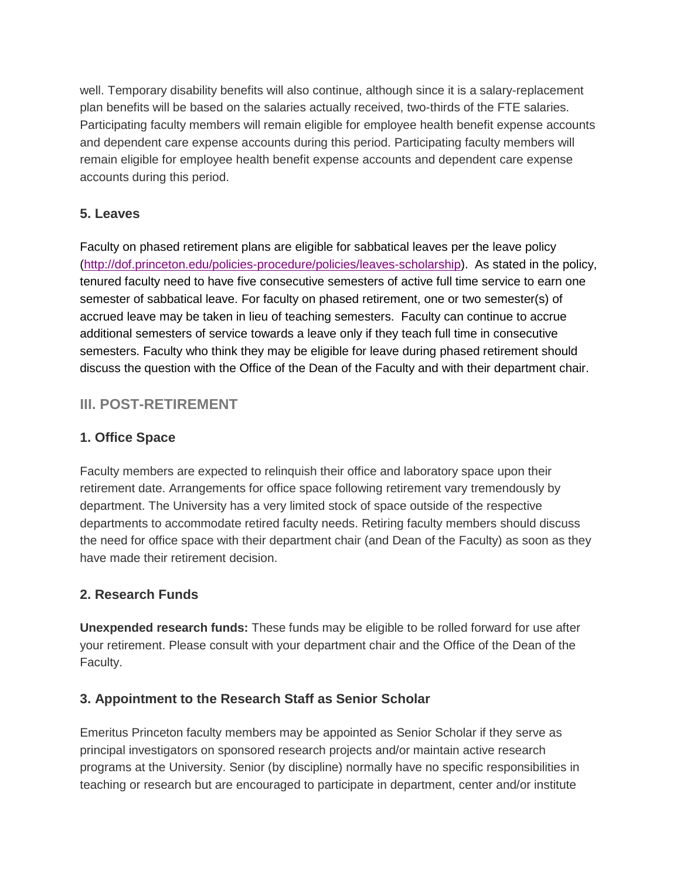well. Temporary disability benefits will also continue, although since it is a salary-replacement plan benefits will be based on the salaries actually received, two-thirds of the FTE salaries. Participating faculty members will remain eligible for employee health benefit expense accounts and dependent care expense accounts during this period. Participating faculty members will remain eligible for employee health benefit expense accounts and dependent care expense accounts during this period.

### 5. Leaves

Faculty on phased retirement plans are eligible for sabbatical leaves per the leave policy ([http://dof.princeton.edu/policies-procedure/policies/leaves-scholarship](http://dof.princeton.edu/policies-procedure/policies/leaves-scholarship)). As stated in the policy, tenured faculty need to have five consecutive semesters of active full time service to earn one semester of sabbatical leave. For faculty on phased retirement, one or two semester(s) of accrued leave may be taken in lieu of teaching semesters. Faculty can continue to accrue additional semesters of service towards a leave only if they teach full time in consecutive semesters. Faculty who think they may be eligible for leave during phased retirement should discuss the question with the Office of the Dean of the Faculty and with their department chair.

## III. POST-RETIREMENT

### 1. Office Space

Faculty members are expected to relinquish their office and laboratory space upon their retirement date. Arrangements for office space following retirement vary tremendously by department. The University has a very limited stock of space outside of the respective departments to accommodate retired faculty needs. Retiring faculty members should discuss the need for office space with their department chair (and Dean of the Faculty) as soon as they have made their retirement decision.

### 2. Research Funds

**Unexpended research funds:** These funds may be eligible to be rolled forward for use after your retirement. Please consult with your department chair and the Office of the Dean of the Faculty.

### 3. Appointment to the Research Staff as Senior Scholar

Emeritus Princeton faculty members may be appointed as Senior Scholar if they serve as principal investigators on sponsored research projects and/or maintain active research programs at the University. Senior (by discipline) normally have no specific responsibilities in teaching or research but are encouraged to participate in department, center and/or institute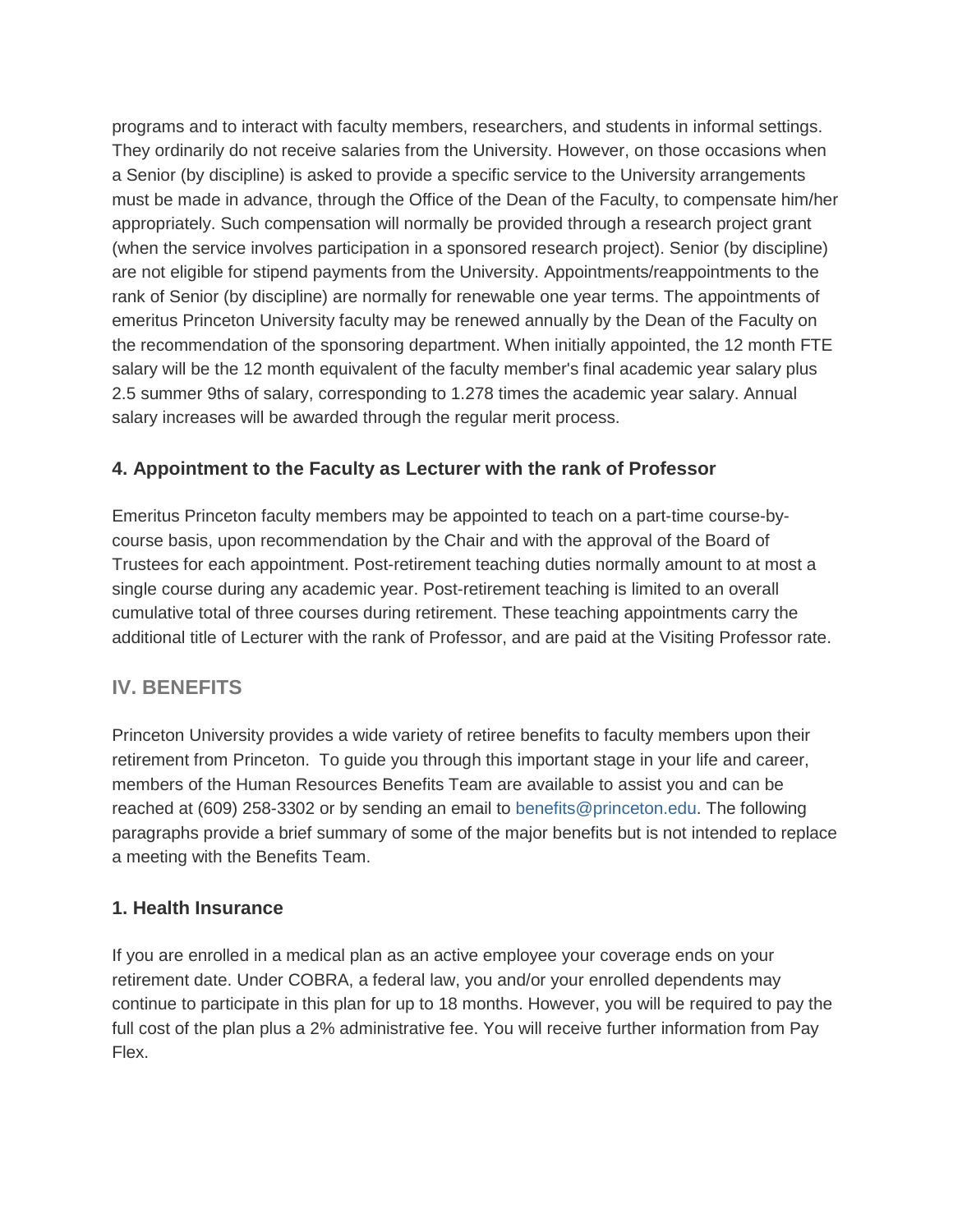programs and to interact with faculty members, researchers, and students in informal settings. They ordinarily do not receive salaries from the University. However, on those occasions when a Senior (by discipline) is asked to provide a specific service to the University arrangements must be made in advance, through the Office of the Dean of the Faculty, to compensate him/her appropriately. Such compensation will normally be provided through a research project grant (when the service involves participation in a sponsored research project). Senior (by discipline) are not eligible for stipend payments from the University. Appointments/reappointments to the rank of Senior (by discipline) are normally for renewable one year terms. The appointments of emeritus Princeton University faculty may be renewed annually by the Dean of the Faculty on the recommendation of the sponsoring department. When initially appointed, the 12 month FTE salary will be the 12 month equivalent of the faculty member's final academic year salary plus 2.5 summer 9ths of salary, corresponding to 1.278 times the academic year salary. Annual salary increases will be awarded through the regular merit process.

### 4. Appointment to the Faculty as Lecturer with the rank of Professor

Emeritus Princeton faculty members may be appointed to teach on a part-time course-by-course basis, upon recommendation by the Chair and with the approval of the Board of Trustees for each appointment. Post-retirement teaching duties normally amount to at most a single course during any academic year. Post-retirement teaching is limited to an overall cumulative total of three courses during retirement. These teaching appointments carry the additional title of Lecturer with the rank of Professor, and are paid at the Visiting Professor rate.

## IV. BENEFITS

Princeton University provides a wide variety of retiree benefits to faculty members upon their retirement from Princeton. To guide you through this important stage in your life and career, members of the Human Resources Benefits Team are available to assist you and can be reached at (609) 258-3302 or by sending an email to benefits@princeton.edu. The following paragraphs provide a brief summary of some of the major benefits but is not intended to replace a meeting with the Benefits Team.

### 1. Health Insurance

If you are enrolled in a medical plan as an active employee your coverage ends on your retirement date. Under COBRA, a federal law, you and/or your enrolled dependents may continue to participate in this plan for up to 18 months. However, you will be required to pay the full cost of the plan plus a 2% administrative fee. You will receive further information from Pay Flex.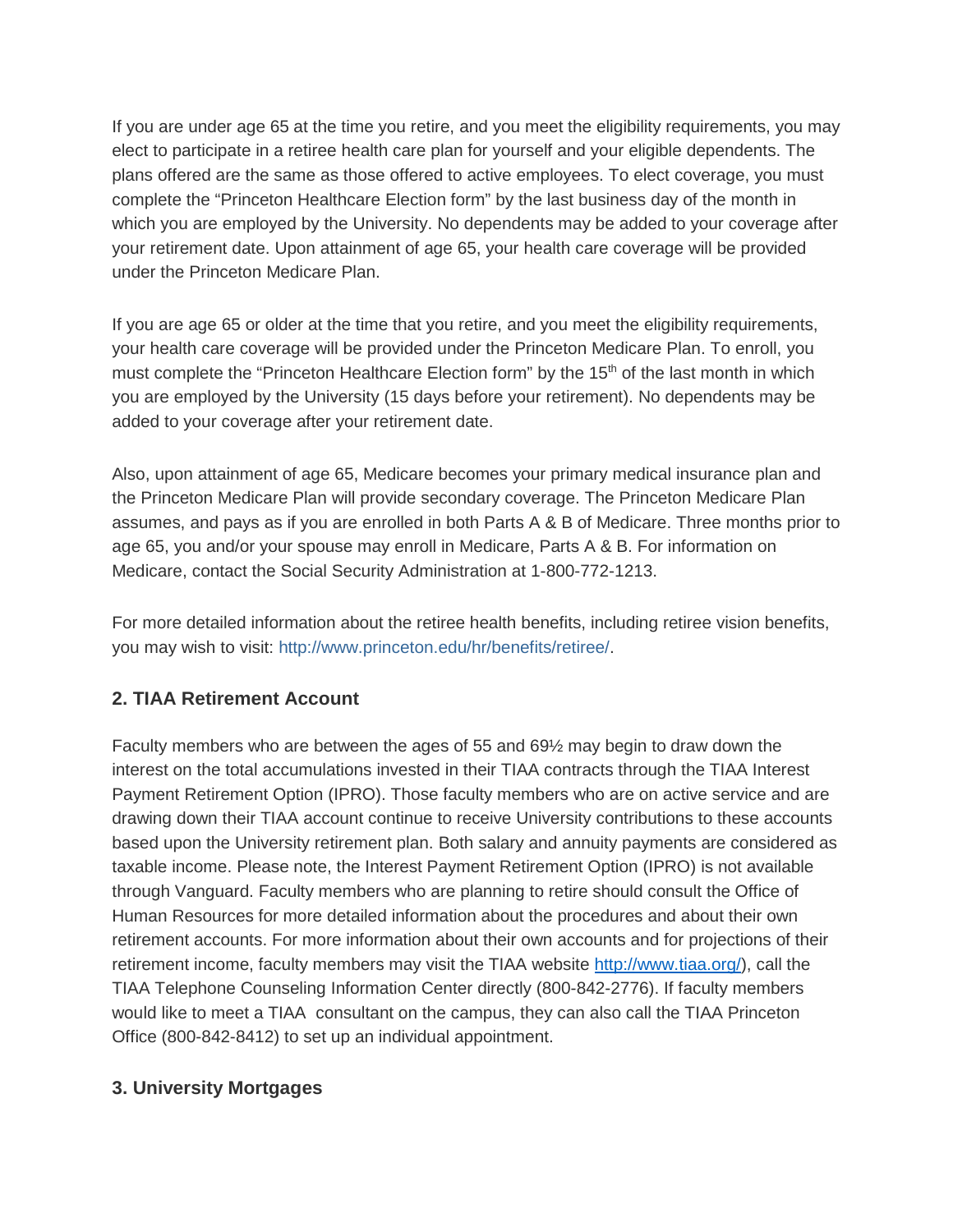If you are under age 65 at the time you retire, and you meet the eligibility requirements, you may elect to participate in a retiree health care plan for yourself and your eligible dependents. The plans offered are the same as those offered to active employees. To elect coverage, you must complete the "Princeton Healthcare Election form" by the last business day of the month in which you are employed by the University. No dependents may be added to your coverage after your retirement date. Upon attainment of age 65, your health care coverage will be provided under the Princeton Medicare Plan.

If you are age 65 or older at the time that you retire, and you meet the eligibility requirements, your health care coverage will be provided under the Princeton Medicare Plan. To enroll, you must complete the "Princeton Healthcare Election form" by the 15th of the last month in which you are employed by the University (15 days before your retirement). No dependents may be added to your coverage after your retirement date.

Also, upon attainment of age 65, Medicare becomes your primary medical insurance plan and the Princeton Medicare Plan will provide secondary coverage. The Princeton Medicare Plan assumes, and pays as if you are enrolled in both Parts A & B of Medicare. Three months prior to age 65, you and/or your spouse may enroll in Medicare, Parts A & B. For information on Medicare, contact the Social Security Administration at 1-800-772-1213.

For more detailed information about the retiree health benefits, including retiree vision benefits, you may wish to visit: http://www.princeton.edu/hr/benefits/retiree/.

### 2. TIAA Retirement Account

Faculty members who are between the ages of 55 and 69½ may begin to draw down the interest on the total accumulations invested in their TIAA contracts through the TIAA Interest Payment Retirement Option (IPRO). Those faculty members who are on active service and are drawing down their TIAA account continue to receive University contributions to these accounts based upon the University retirement plan. Both salary and annuity payments are considered as taxable income. Please note, the Interest Payment Retirement Option (IPRO) is not available through Vanguard. Faculty members who are planning to retire should consult the Office of Human Resources for more detailed information about the procedures and about their own retirement accounts. For more information about their own accounts and for projections of their retirement income, faculty members may visit the TIAA website http://www.tiaa.org/), call the TIAA Telephone Counseling Information Center directly (800-842-2776). If faculty members would like to meet a TIAA consultant on the campus, they can also call the TIAA Princeton Office (800-842-8412) to set up an individual appointment.

### 3. University Mortgages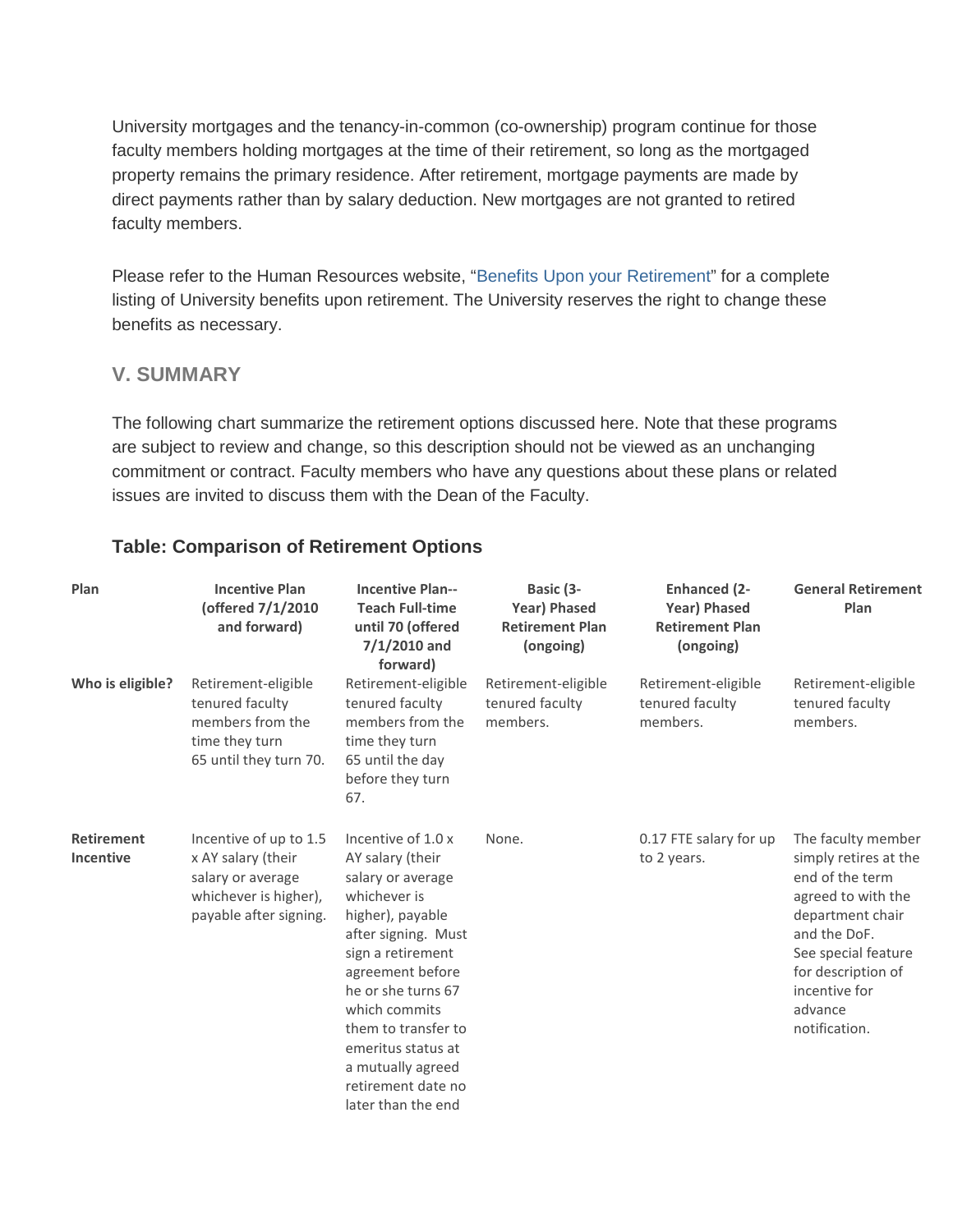University mortgages and the tenancy-in-common (co-ownership) program continue for those faculty members holding mortgages at the time of their retirement, so long as the mortgaged property remains the primary residence. After retirement, mortgage payments are made by direct payments rather than by salary deduction. New mortgages are not granted to retired faculty members.

Please refer to the Human Resources website, "Benefits Upon your Retirement" for a complete listing of University benefits upon retirement. The University reserves the right to change these benefits as necessary.

## V. SUMMARY

The following chart summarize the retirement options discussed here. Note that these programs are subject to review and change, so this description should not be viewed as an unchanging commitment or contract. Faculty members who have any questions about these plans or related issues are invited to discuss them with the Dean of the Faculty.

### Table: Comparison of Retirement Options

| Plan | Incentive Plan (offered 7/1/2010 and forward) | Incentive Plan--Teach Full-time until 70 (offered 7/1/2010 and forward) | Basic (3-Year) Phased Retirement Plan (ongoing) | Enhanced (2-Year) Phased Retirement Plan (ongoing) | General Retirement Plan |
|---|---|---|---|---|---|
| **Who is eligible?** | Retirement-eligible tenured faculty members from the time they turn 65 until they turn 70. | Retirement-eligible tenured faculty members from the time they turn 65 until the day before they turn 67. | Retirement-eligible tenured faculty members. | Retirement-eligible tenured faculty members. | Retirement-eligible tenured faculty members. |
| **Retirement Incentive** | Incentive of up to 1.5 x AY salary (their salary or average whichever is higher), payable after signing. | Incentive of 1.0 x AY salary (their salary or average whichever is higher), payable after signing. Must sign a retirement agreement before he or she turns 67 which commits them to transfer to emeritus status at a mutually agreed retirement date no later than the end | None. | 0.17 FTE salary for up to 2 years. | The faculty member simply retires at the end of the term agreed to with the department chair and the DoF. See special feature for description of incentive for advance notification. |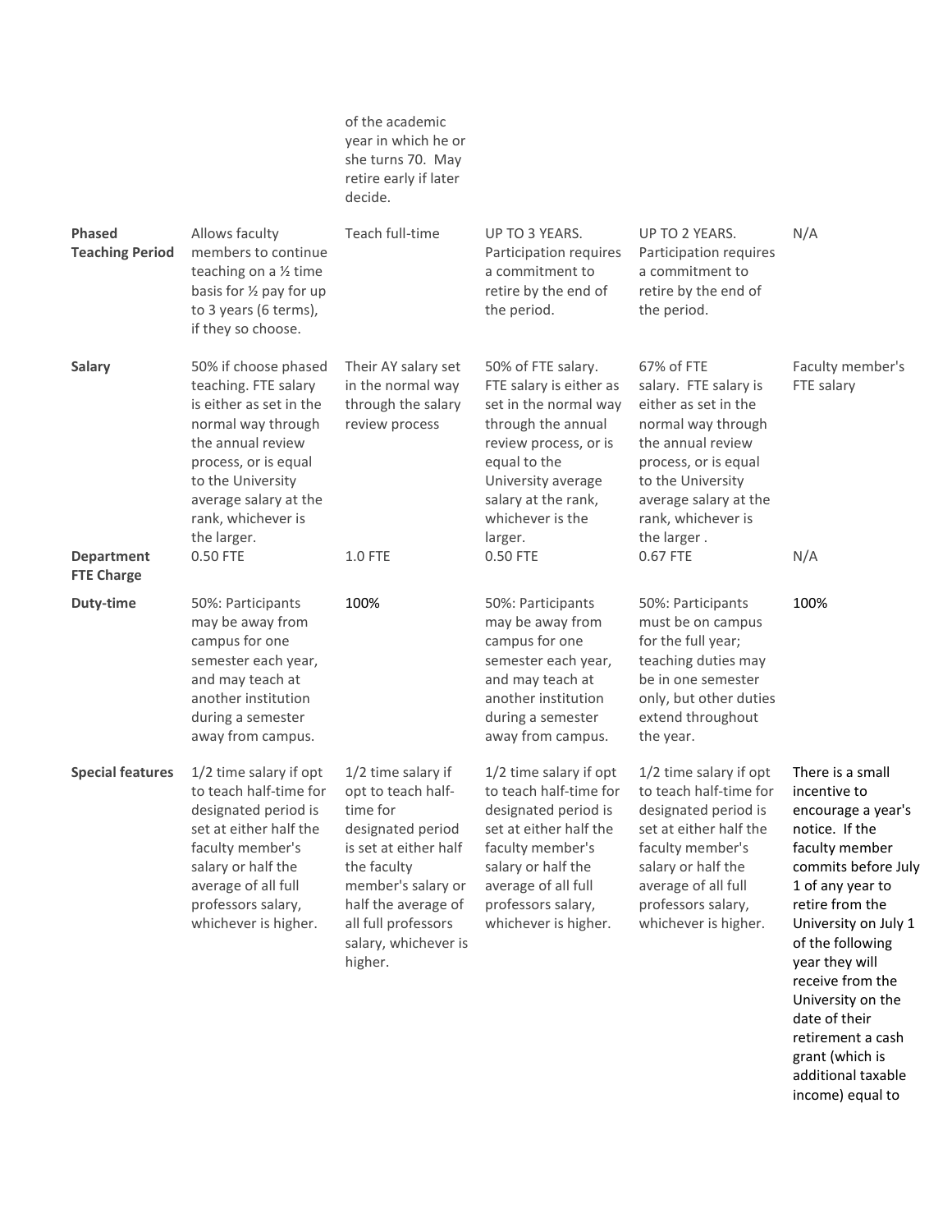| | | | | | |
|---|---|---|---|---|---|
| | | of the academic year in which he or she turns 70. May retire early if later decide. | | | |
| **Phased Teaching Period** | Allows faculty members to continue teaching on a ½ time basis for ½ pay for up to 3 years (6 terms), if they so choose. | Teach full-time | UP TO 3 YEARS. Participation requires a commitment to retire by the end of the period. | UP TO 2 YEARS. Participation requires a commitment to retire by the end of the period. | N/A |
| **Salary** | 50% if choose phased teaching. FTE salary is either as set in the normal way through the annual review process, or is equal to the University average salary at the rank, whichever is the larger. | Their AY salary set in the normal way through the salary review process | 50% of FTE salary. FTE salary is either as set in the normal way through the annual review process, or is equal to the University average salary at the rank, whichever is the larger. | 67% of FTE salary. FTE salary is either as set in the normal way through the annual review process, or is equal to the University average salary at the rank, whichever is the larger . | Faculty member's FTE salary |
| **Department FTE Charge** | 0.50 FTE | 1.0 FTE | 0.50 FTE | 0.67 FTE | N/A |
| **Duty-time** | 50%: Participants may be away from campus for one semester each year, and may teach at another institution during a semester away from campus. | 100% | 50%: Participants may be away from campus for one semester each year, and may teach at another institution during a semester away from campus. | 50%: Participants must be on campus for the full year; teaching duties may be in one semester only, but other duties extend throughout the year. | 100% |
| **Special features** | 1/2 time salary if opt to teach half-time for designated period is set at either half the faculty member's salary or half the average of all full professors salary, whichever is higher. | 1/2 time salary if opt to teach half-time for designated period is set at either half the faculty member's salary or half the average of all full professors salary, whichever is higher. | 1/2 time salary if opt to teach half-time for designated period is set at either half the faculty member's salary or half the average of all full professors salary, whichever is higher. | 1/2 time salary if opt to teach half-time for designated period is set at either half the faculty member's salary or half the average of all full professors salary, whichever is higher. | There is a small incentive to encourage a year's notice. If the faculty member commits before July 1 of any year to retire from the University on July 1 of the following year they will receive from the University on the date of their retirement a cash grant (which is additional taxable income) equal to |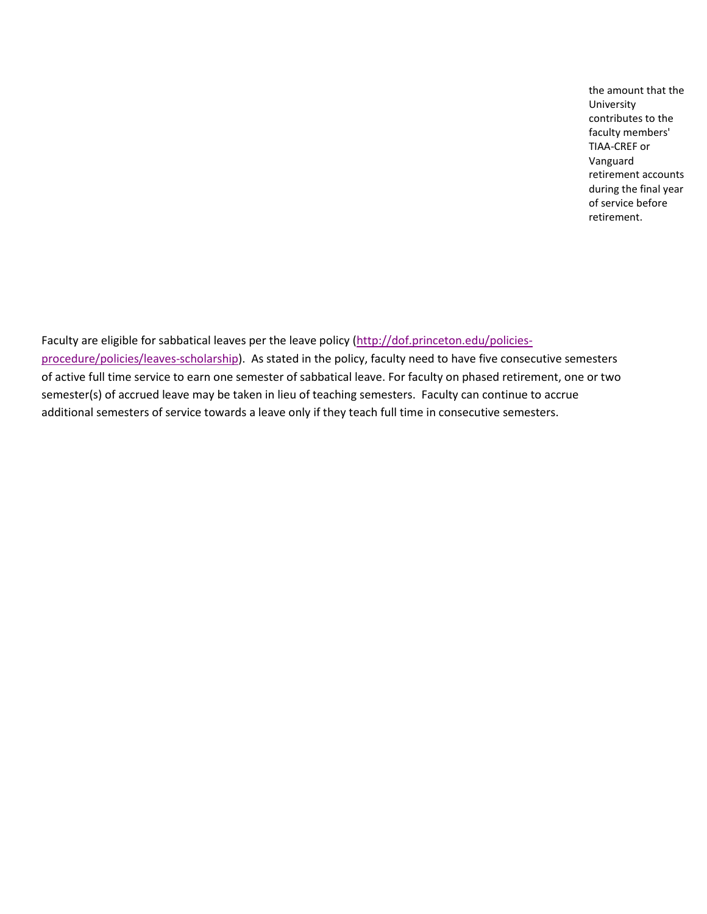the amount that the University contributes to the faculty members' TIAA-CREF or Vanguard retirement accounts during the final year of service before retirement.

Faculty are eligible for sabbatical leaves per the leave policy (http://dof.princeton.edu/policies-procedure/policies/leaves-scholarship). As stated in the policy, faculty need to have five consecutive semesters of active full time service to earn one semester of sabbatical leave. For faculty on phased retirement, one or two semester(s) of accrued leave may be taken in lieu of teaching semesters. Faculty can continue to accrue additional semesters of service towards a leave only if they teach full time in consecutive semesters.